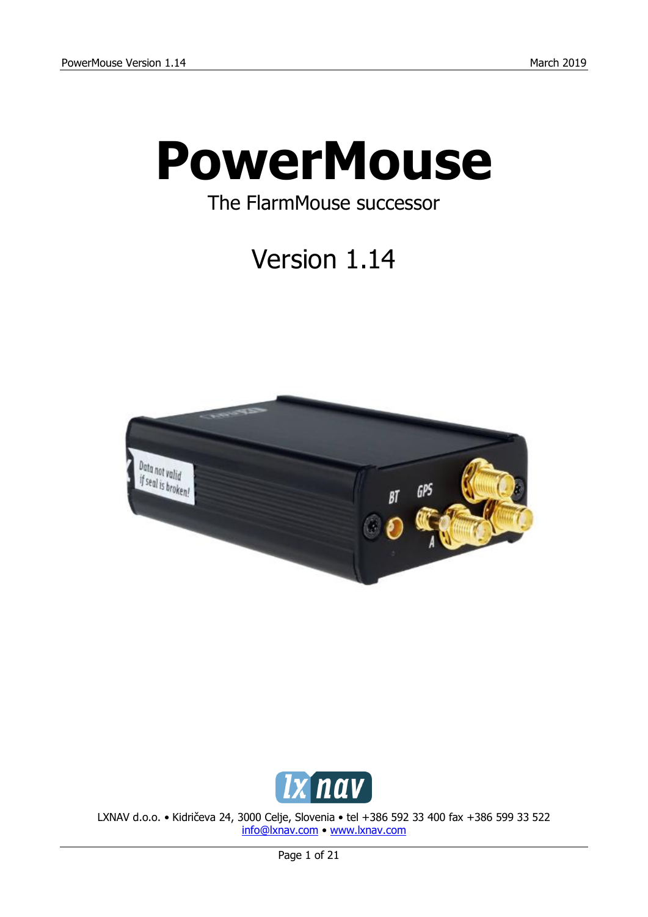# PowerMouse

The FlarmMouse successor

Version 1.14

LXNAV d.o.o. • Kidričeva 24, 3000 Celje, Slovenia • tel +386 592 33 400 fax +386 599 33 522
info@lxnav.com • www.lxnav.com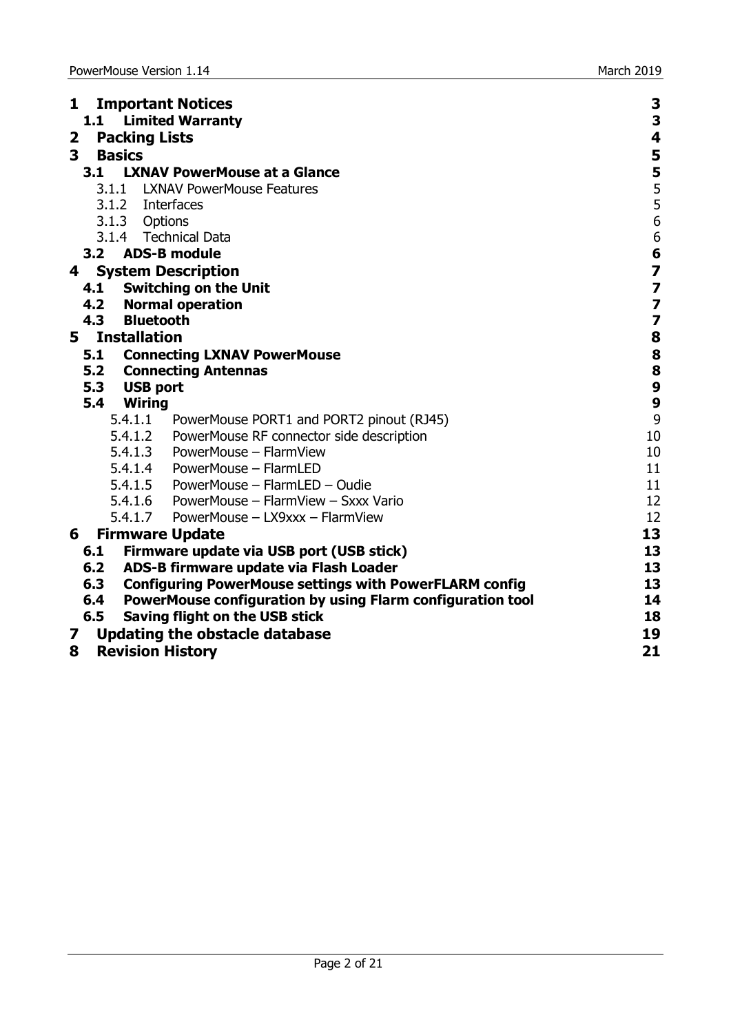| | |
|---|---|
| **1 Important Notices** | **3** |
| **1.1 Limited Warranty** | **3** |
| **2 Packing Lists** | **4** |
| **3 Basics** | **5** |
| **3.1 LXNAV PowerMouse at a Glance** | **5** |
| 3.1.1 LXNAV PowerMouse Features | 5 |
| 3.1.2 Interfaces | 5 |
| 3.1.3 Options | 6 |
| 3.1.4 Technical Data | 6 |
| **3.2 ADS-B module** | **6** |
| **4 System Description** | **7** |
| **4.1 Switching on the Unit** | **7** |
| **4.2 Normal operation** | **7** |
| **4.3 Bluetooth** | **7** |
| **5 Installation** | **8** |
| **5.1 Connecting LXNAV PowerMouse** | **8** |
| **5.2 Connecting Antennas** | **8** |
| **5.3 USB port** | **9** |
| **5.4 Wiring** | **9** |
| 5.4.1.1 PowerMouse PORT1 and PORT2 pinout (RJ45) | 9 |
| 5.4.1.2 PowerMouse RF connector side description | 10 |
| 5.4.1.3 PowerMouse – FlarmView | 10 |
| 5.4.1.4 PowerMouse – FlarmLED | 11 |
| 5.4.1.5 PowerMouse – FlarmLED – Oudie | 11 |
| 5.4.1.6 PowerMouse – FlarmView – Sxxx Vario | 12 |
| 5.4.1.7 PowerMouse – LX9xxx – FlarmView | 12 |
| **6 Firmware Update** | **13** |
| **6.1 Firmware update via USB port (USB stick)** | **13** |
| **6.2 ADS-B firmware update via Flash Loader** | **13** |
| **6.3 Configuring PowerMouse settings with PowerFLARM config** | **13** |
| **6.4 PowerMouse configuration by using Flarm configuration tool** | **14** |
| **6.5 Saving flight on the USB stick** | **18** |
| **7 Updating the obstacle database** | **19** |
| **8 Revision History** | **21** |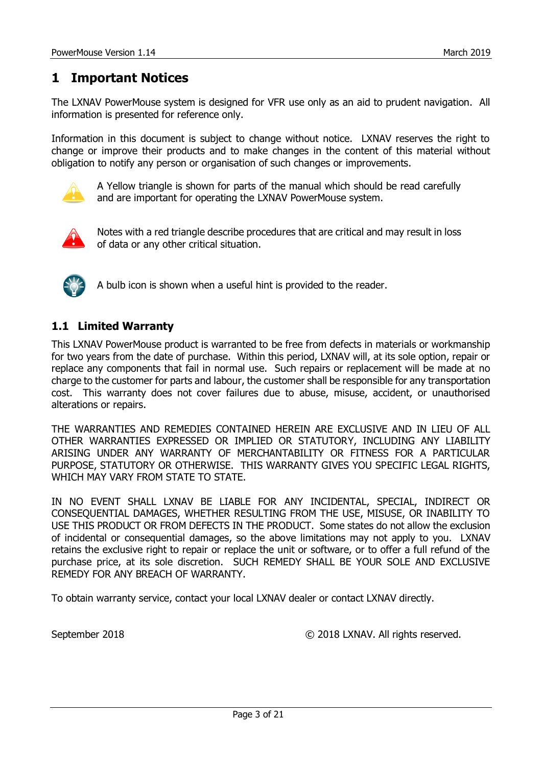# 1 Important Notices

The LXNAV PowerMouse system is designed for VFR use only as an aid to prudent navigation. All information is presented for reference only.

Information in this document is subject to change without notice. LXNAV reserves the right to change or improve their products and to make changes in the content of this material without obligation to notify any person or organisation of such changes or improvements.

A Yellow triangle is shown for parts of the manual which should be read carefully and are important for operating the LXNAV PowerMouse system.

Notes with a red triangle describe procedures that are critical and may result in loss of data or any other critical situation.

A bulb icon is shown when a useful hint is provided to the reader.

## 1.1 Limited Warranty

This LXNAV PowerMouse product is warranted to be free from defects in materials or workmanship for two years from the date of purchase. Within this period, LXNAV will, at its sole option, repair or replace any components that fail in normal use. Such repairs or replacement will be made at no charge to the customer for parts and labour, the customer shall be responsible for any transportation cost. This warranty does not cover failures due to abuse, misuse, accident, or unauthorised alterations or repairs.

THE WARRANTIES AND REMEDIES CONTAINED HEREIN ARE EXCLUSIVE AND IN LIEU OF ALL OTHER WARRANTIES EXPRESSED OR IMPLIED OR STATUTORY, INCLUDING ANY LIABILITY ARISING UNDER ANY WARRANTY OF MERCHANTABILITY OR FITNESS FOR A PARTICULAR PURPOSE, STATUTORY OR OTHERWISE. THIS WARRANTY GIVES YOU SPECIFIC LEGAL RIGHTS, WHICH MAY VARY FROM STATE TO STATE.

IN NO EVENT SHALL LXNAV BE LIABLE FOR ANY INCIDENTAL, SPECIAL, INDIRECT OR CONSEQUENTIAL DAMAGES, WHETHER RESULTING FROM THE USE, MISUSE, OR INABILITY TO USE THIS PRODUCT OR FROM DEFECTS IN THE PRODUCT. Some states do not allow the exclusion of incidental or consequential damages, so the above limitations may not apply to you. LXNAV retains the exclusive right to repair or replace the unit or software, or to offer a full refund of the purchase price, at its sole discretion. SUCH REMEDY SHALL BE YOUR SOLE AND EXCLUSIVE REMEDY FOR ANY BREACH OF WARRANTY.

To obtain warranty service, contact your local LXNAV dealer or contact LXNAV directly.

September 2018 © 2018 LXNAV. All rights reserved.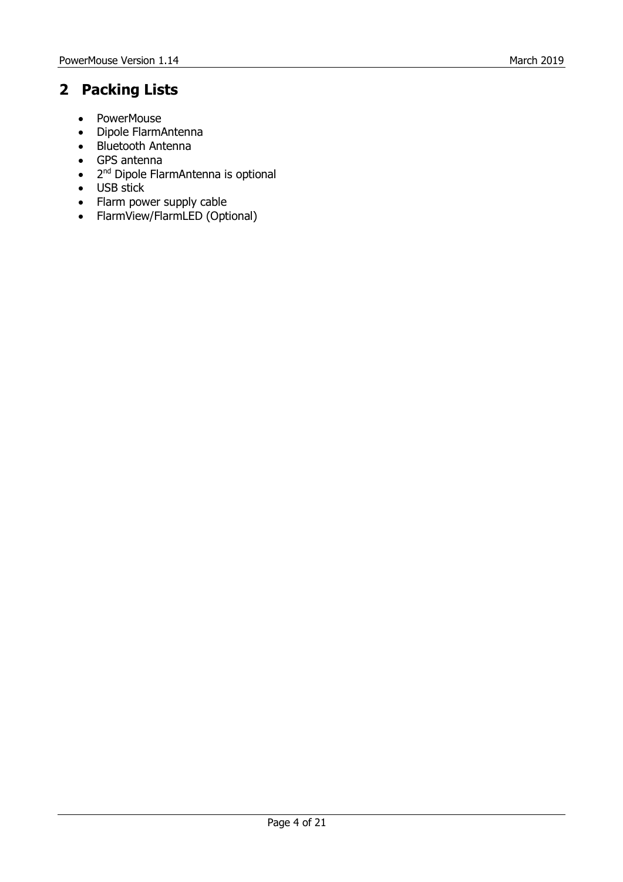# 2 Packing Lists

- PowerMouse
- Dipole FlarmAntenna
- Bluetooth Antenna
- GPS antenna
- 2nd Dipole FlarmAntenna is optional
- USB stick
- Flarm power supply cable
- FlarmView/FlarmLED (Optional)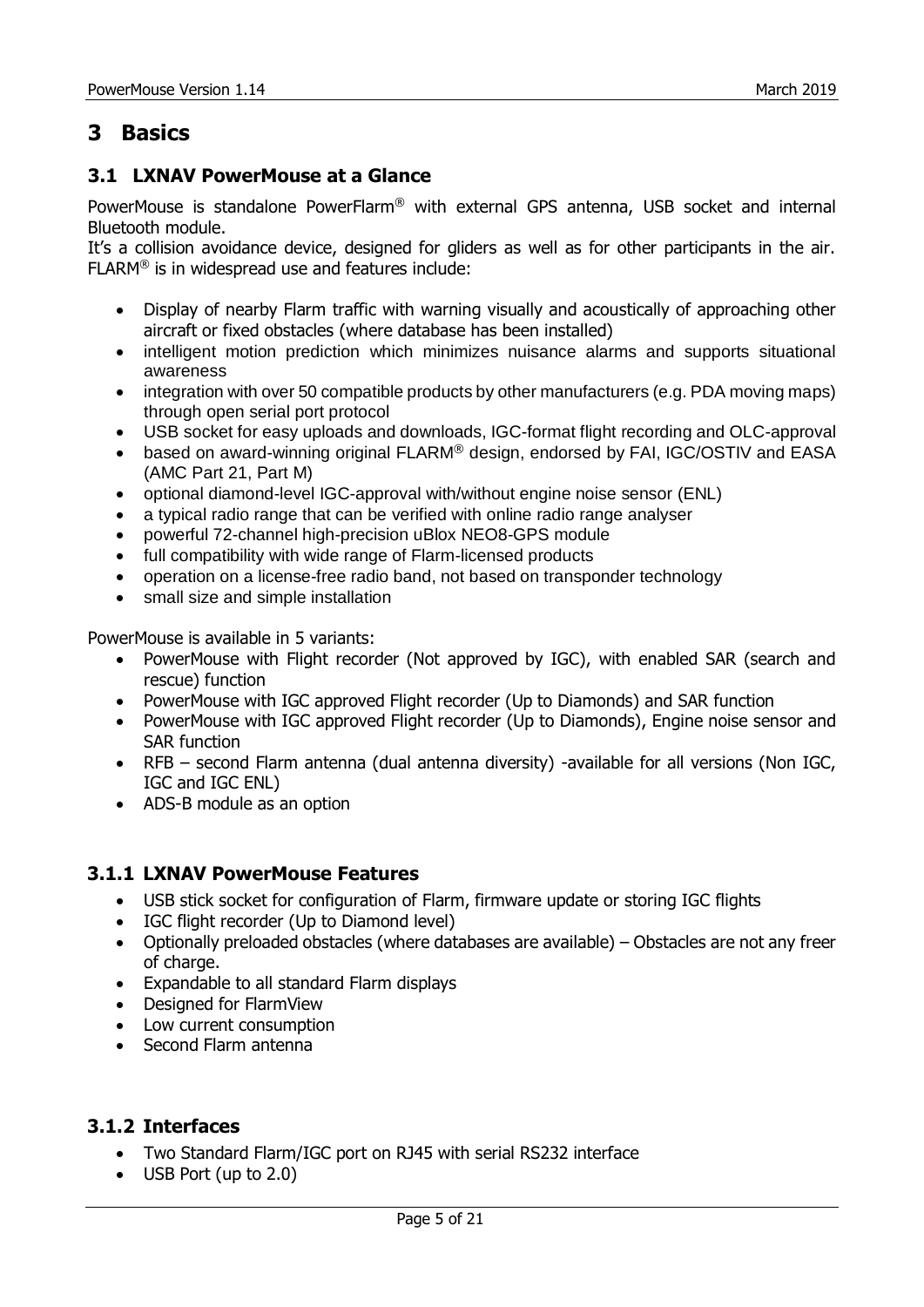# 3 Basics

## 3.1 LXNAV PowerMouse at a Glance

PowerMouse is standalone PowerFlarm® with external GPS antenna, USB socket and internal Bluetooth module.
It's a collision avoidance device, designed for gliders as well as for other participants in the air. FLARM® is in widespread use and features include:

- Display of nearby Flarm traffic with warning visually and acoustically of approaching other aircraft or fixed obstacles (where database has been installed)
- intelligent motion prediction which minimizes nuisance alarms and supports situational awareness
- integration with over 50 compatible products by other manufacturers (e.g. PDA moving maps) through open serial port protocol
- USB socket for easy uploads and downloads, IGC-format flight recording and OLC-approval
- based on award-winning original FLARM® design, endorsed by FAI, IGC/OSTIV and EASA (AMC Part 21, Part M)
- optional diamond-level IGC-approval with/without engine noise sensor (ENL)
- a typical radio range that can be verified with online radio range analyser
- powerful 72-channel high-precision uBlox NEO8-GPS module
- full compatibility with wide range of Flarm-licensed products
- operation on a license-free radio band, not based on transponder technology
- small size and simple installation

PowerMouse is available in 5 variants:

- PowerMouse with Flight recorder (Not approved by IGC), with enabled SAR (search and rescue) function
- PowerMouse with IGC approved Flight recorder (Up to Diamonds) and SAR function
- PowerMouse with IGC approved Flight recorder (Up to Diamonds), Engine noise sensor and SAR function
- RFB – second Flarm antenna (dual antenna diversity) -available for all versions (Non IGC, IGC and IGC ENL)
- ADS-B module as an option

### 3.1.1 LXNAV PowerMouse Features

- USB stick socket for configuration of Flarm, firmware update or storing IGC flights
- IGC flight recorder (Up to Diamond level)
- Optionally preloaded obstacles (where databases are available) – Obstacles are not any freer of charge.
- Expandable to all standard Flarm displays
- Designed for FlarmView
- Low current consumption
- Second Flarm antenna

### 3.1.2 Interfaces

- Two Standard Flarm/IGC port on RJ45 with serial RS232 interface
- USB Port (up to 2.0)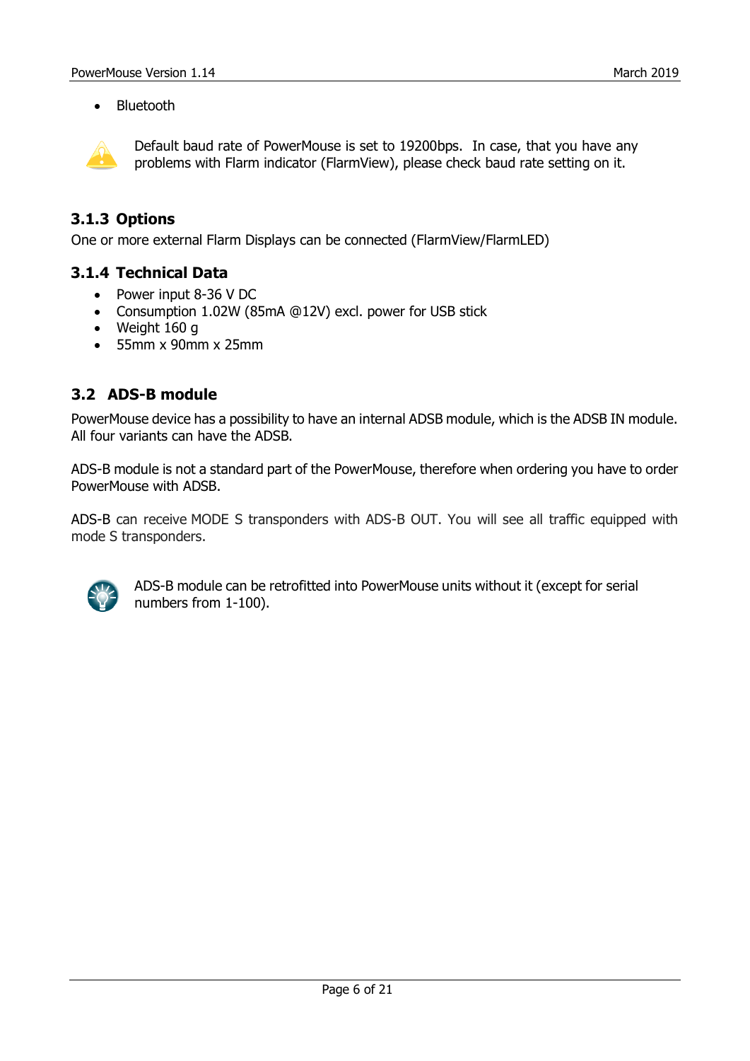- Bluetooth

Default baud rate of PowerMouse is set to 19200bps. In case, that you have any problems with Flarm indicator (FlarmView), please check baud rate setting on it.

### 3.1.3 Options

One or more external Flarm Displays can be connected (FlarmView/FlarmLED)

### 3.1.4 Technical Data

- Power input 8-36 V DC
- Consumption 1.02W (85mA @12V) excl. power for USB stick
- Weight 160 g
- 55mm x 90mm x 25mm

## 3.2 ADS-B module

PowerMouse device has a possibility to have an internal ADSB module, which is the ADSB IN module. All four variants can have the ADSB.

ADS-B module is not a standard part of the PowerMouse, therefore when ordering you have to order PowerMouse with ADSB.

ADS-B can receive MODE S transponders with ADS-B OUT. You will see all traffic equipped with mode S transponders.

ADS-B module can be retrofitted into PowerMouse units without it (except for serial numbers from 1-100).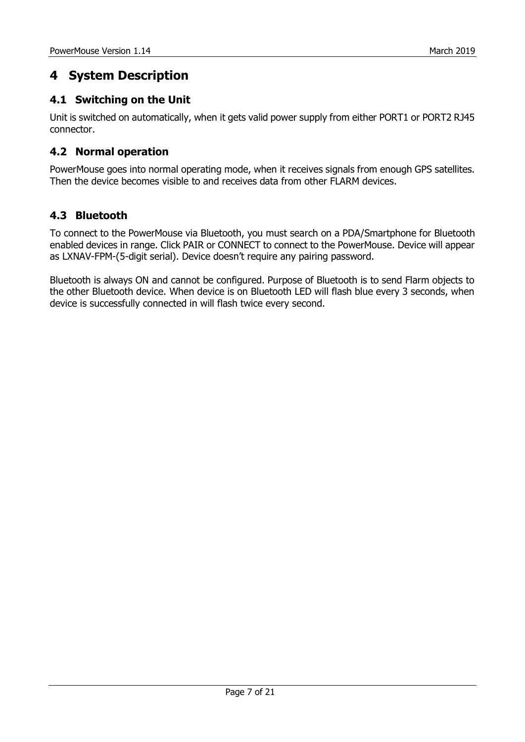# 4 System Description

## 4.1 Switching on the Unit

Unit is switched on automatically, when it gets valid power supply from either PORT1 or PORT2 RJ45 connector.

## 4.2 Normal operation

PowerMouse goes into normal operating mode, when it receives signals from enough GPS satellites. Then the device becomes visible to and receives data from other FLARM devices.

## 4.3 Bluetooth

To connect to the PowerMouse via Bluetooth, you must search on a PDA/Smartphone for Bluetooth enabled devices in range. Click PAIR or CONNECT to connect to the PowerMouse. Device will appear as LXNAV-FPM-(5-digit serial). Device doesn't require any pairing password.

Bluetooth is always ON and cannot be configured. Purpose of Bluetooth is to send Flarm objects to the other Bluetooth device. When device is on Bluetooth LED will flash blue every 3 seconds, when device is successfully connected in will flash twice every second.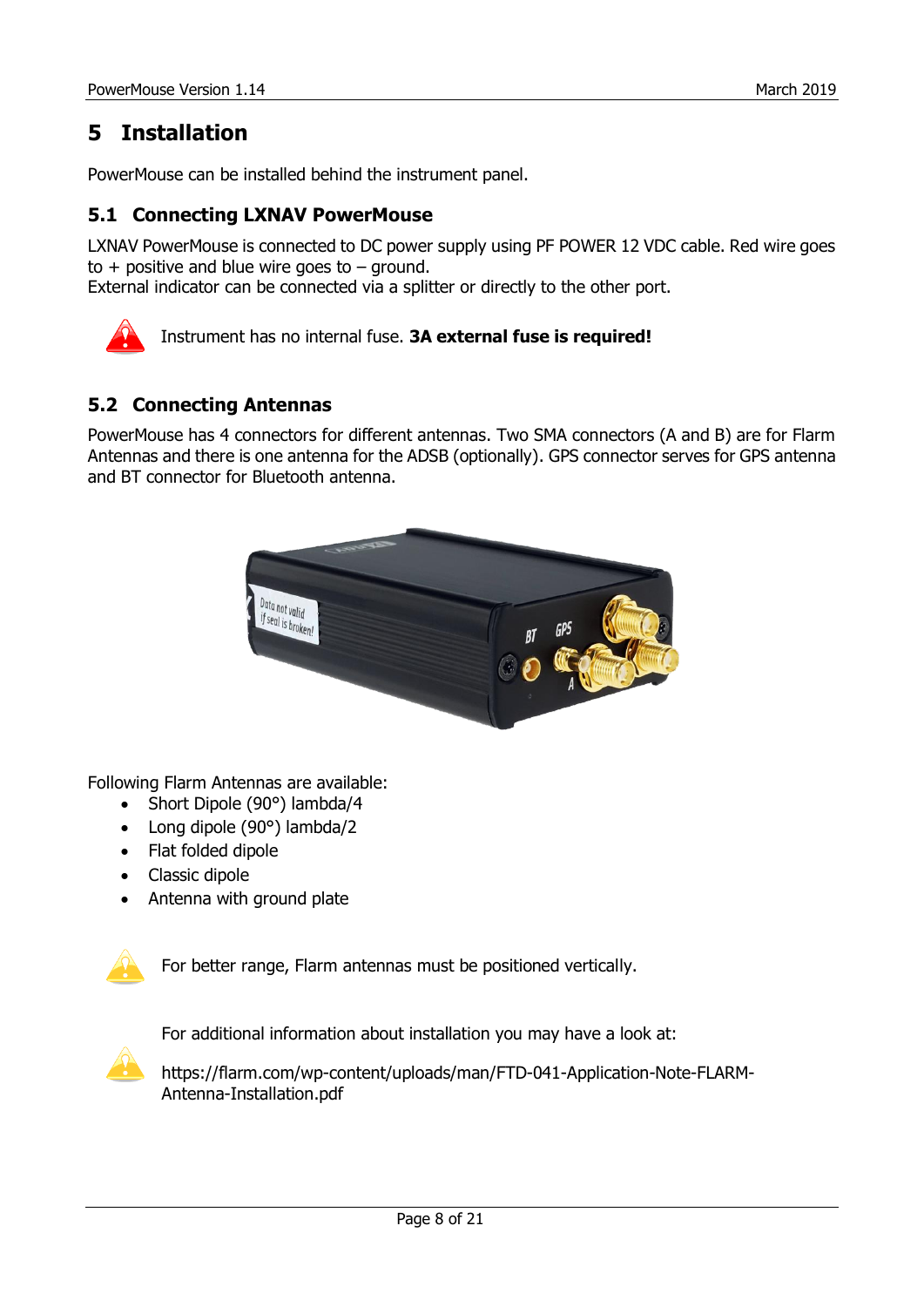# 5 Installation

PowerMouse can be installed behind the instrument panel.

## 5.1 Connecting LXNAV PowerMouse

LXNAV PowerMouse is connected to DC power supply using PF POWER 12 VDC cable. Red wire goes to + positive and blue wire goes to – ground.
External indicator can be connected via a splitter or directly to the other port.

Instrument has no internal fuse. **3A external fuse is required!**

## 5.2 Connecting Antennas

PowerMouse has 4 connectors for different antennas. Two SMA connectors (A and B) are for Flarm Antennas and there is one antenna for the ADSB (optionally). GPS connector serves for GPS antenna and BT connector for Bluetooth antenna.

Following Flarm Antennas are available:

- Short Dipole (90°) lambda/4
- Long dipole (90°) lambda/2
- Flat folded dipole
- Classic dipole
- Antenna with ground plate

For better range, Flarm antennas must be positioned vertically.

For additional information about installation you may have a look at:

https://flarm.com/wp-content/uploads/man/FTD-041-Application-Note-FLARM-Antenna-Installation.pdf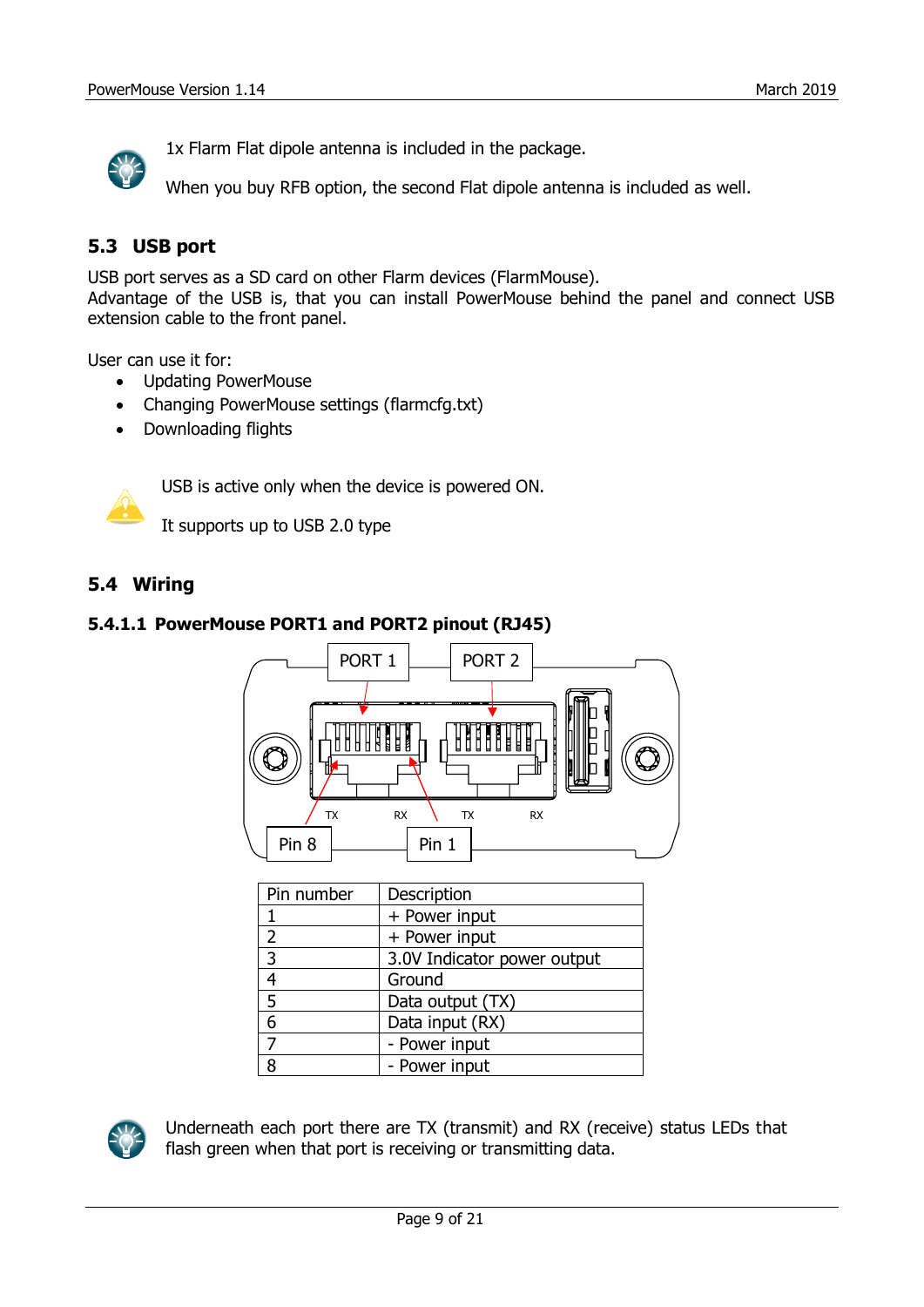1x Flarm Flat dipole antenna is included in the package.

When you buy RFB option, the second Flat dipole antenna is included as well.

## 5.3 USB port

USB port serves as a SD card on other Flarm devices (FlarmMouse).
Advantage of the USB is, that you can install PowerMouse behind the panel and connect USB extension cable to the front panel.

User can use it for:

- Updating PowerMouse
- Changing PowerMouse settings (flarmcfg.txt)
- Downloading flights

USB is active only when the device is powered ON.

It supports up to USB 2.0 type

## 5.4 Wiring

### 5.4.1.1 PowerMouse PORT1 and PORT2 pinout (RJ45)

PORT 1 PORT 2

TX RX TX RX

Pin 8 Pin 1

| Pin number | Description |
|---|---|
| 1 | + Power input |
| 2 | + Power input |
| 3 | 3.0V Indicator power output |
| 4 | Ground |
| 5 | Data output (TX) |
| 6 | Data input (RX) |
| 7 | - Power input |
| 8 | - Power input |

Underneath each port there are TX (transmit) and RX (receive) status LEDs that flash green when that port is receiving or transmitting data.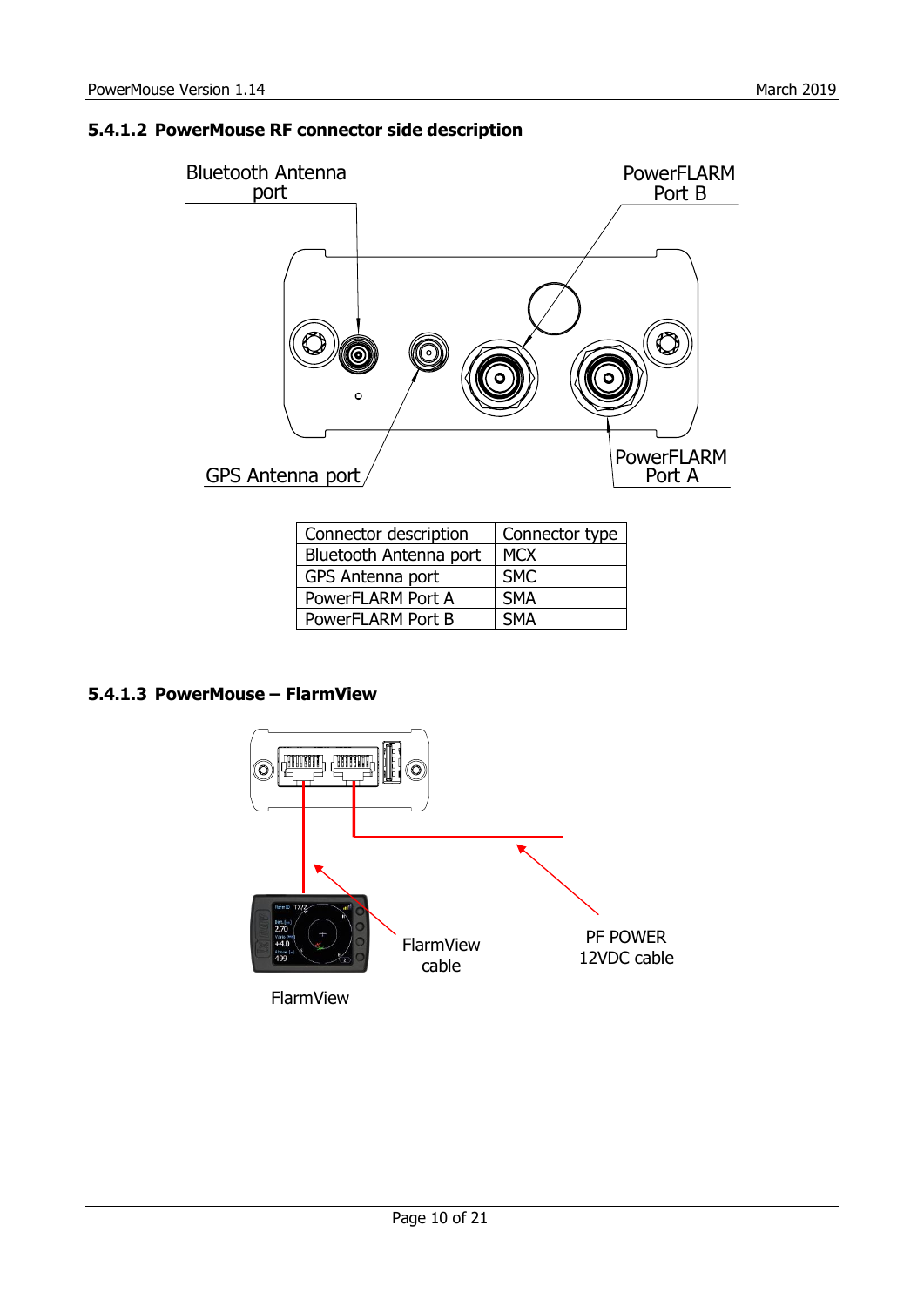### 5.4.1.2 PowerMouse RF connector side description

Bluetooth Antenna port

PowerFLARM Port B

GPS Antenna port

PowerFLARM Port A

| Connector description | Connector type |
|---|---|
| Bluetooth Antenna port | MCX |
| GPS Antenna port | SMC |
| PowerFLARM Port A | SMA |
| PowerFLARM Port B | SMA |

### 5.4.1.3 PowerMouse – FlarmView

FlarmView cable

PF POWER 12VDC cable

FlarmView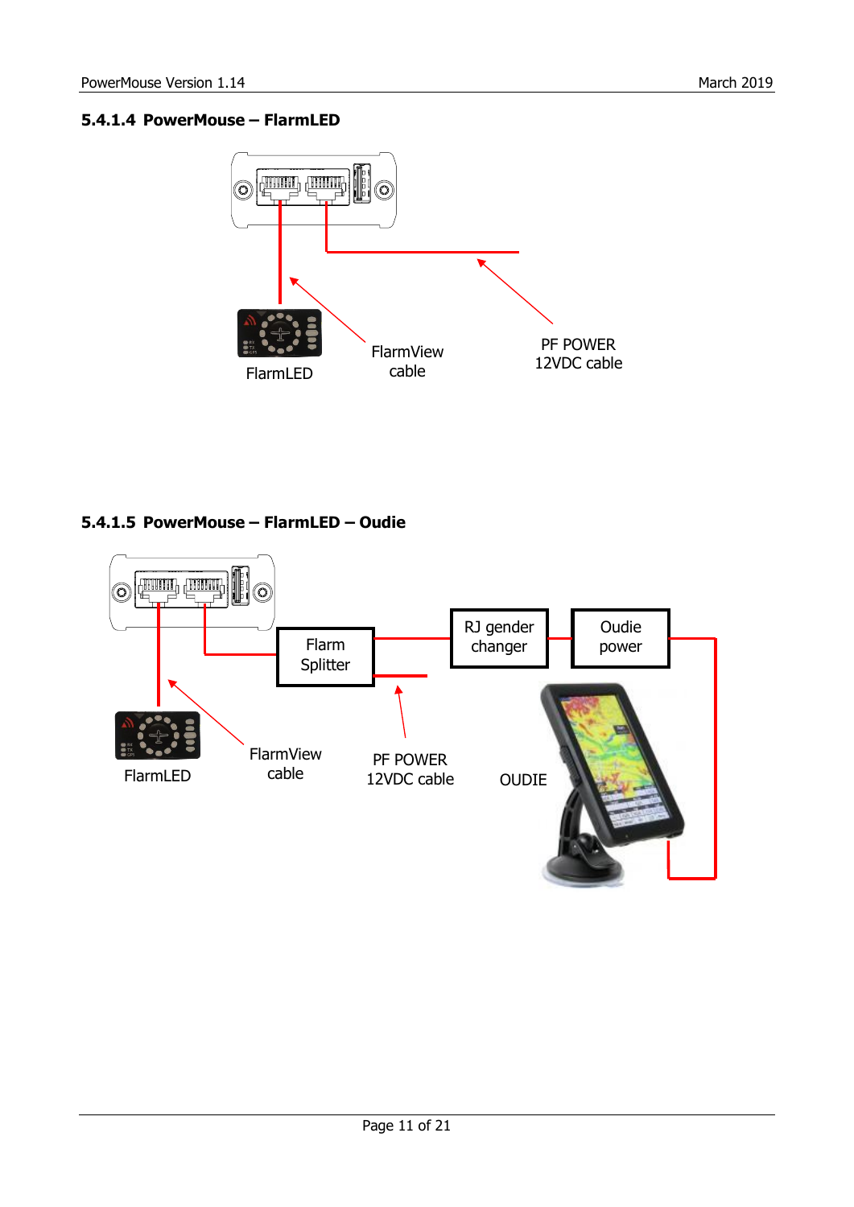#### 5.4.1.4 PowerMouse – FlarmLED

FlarmLED

FlarmView cable

PF POWER 12VDC cable

#### 5.4.1.5 PowerMouse – FlarmLED – Oudie

Flarm Splitter

RJ gender changer

Oudie power

FlarmLED

FlarmView cable

PF POWER 12VDC cable

OUDIE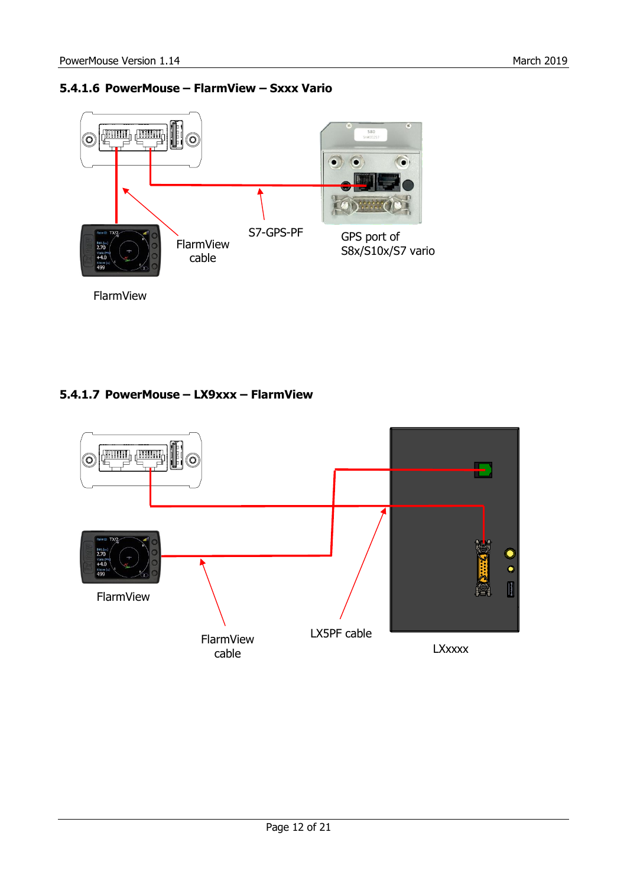#### 5.4.1.6 PowerMouse – FlarmView – Sxxx Vario

S7-GPS-PF

FlarmView cable

GPS port of S8x/S10x/S7 vario

FlarmView

#### 5.4.1.7 PowerMouse – LX9xxx – FlarmView

FlarmView

FlarmView cable

LX5PF cable

LXxxxx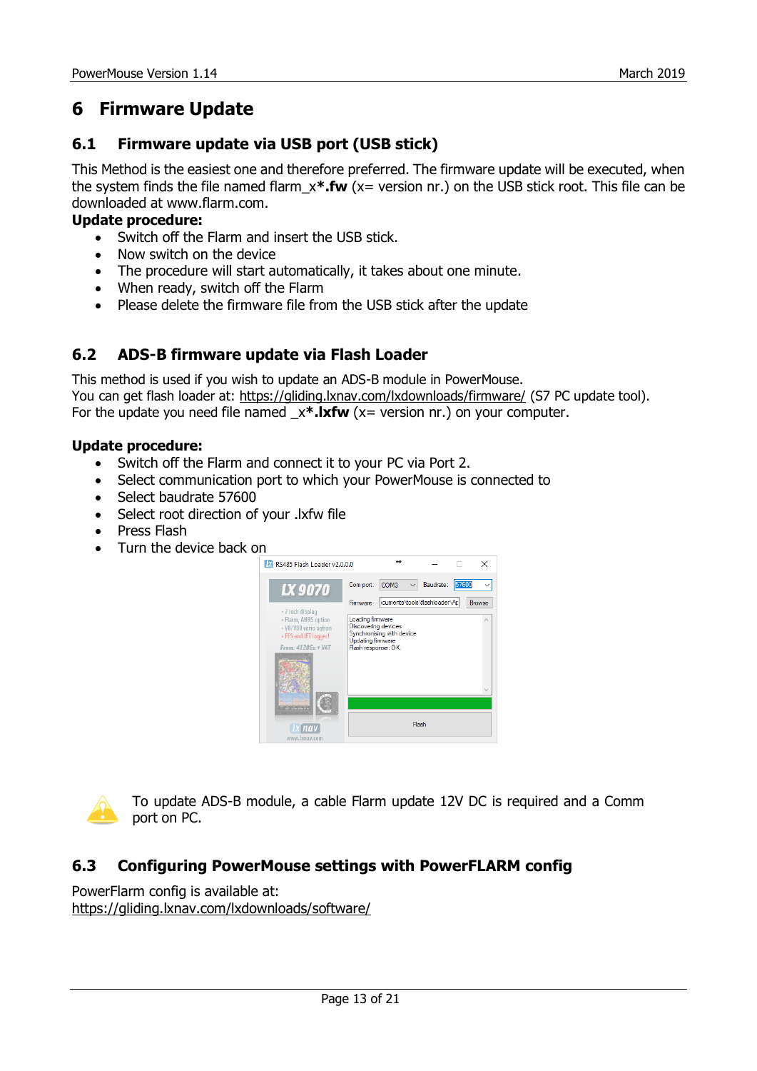# 6 Firmware Update

## 6.1 Firmware update via USB port (USB stick)

This Method is the easiest one and therefore preferred. The firmware update will be executed, when the system finds the file named flarm_x**\*.fw** (x= version nr.) on the USB stick root. This file can be downloaded at www.flarm.com.

**Update procedure:**

- Switch off the Flarm and insert the USB stick.
- Now switch on the device
- The procedure will start automatically, it takes about one minute.
- When ready, switch off the Flarm
- Please delete the firmware file from the USB stick after the update

## 6.2 ADS-B firmware update via Flash Loader

This method is used if you wish to update an ADS-B module in PowerMouse.
You can get flash loader at: https://gliding.lxnav.com/lxdownloads/firmware/ (S7 PC update tool).
For the update you need file named _x**\*.lxfw** (x= version nr.) on your computer.

**Update procedure:**

- Switch off the Flarm and connect it to your PC via Port 2.
- Select communication port to which your PowerMouse is connected to
- Select baudrate 57600
- Select root direction of your .lxfw file
- Press Flash
- Turn the device back on

To update ADS-B module, a cable Flarm update 12V DC is required and a Comm port on PC.

## 6.3 Configuring PowerMouse settings with PowerFLARM config

PowerFlarm config is available at:
https://gliding.lxnav.com/lxdownloads/software/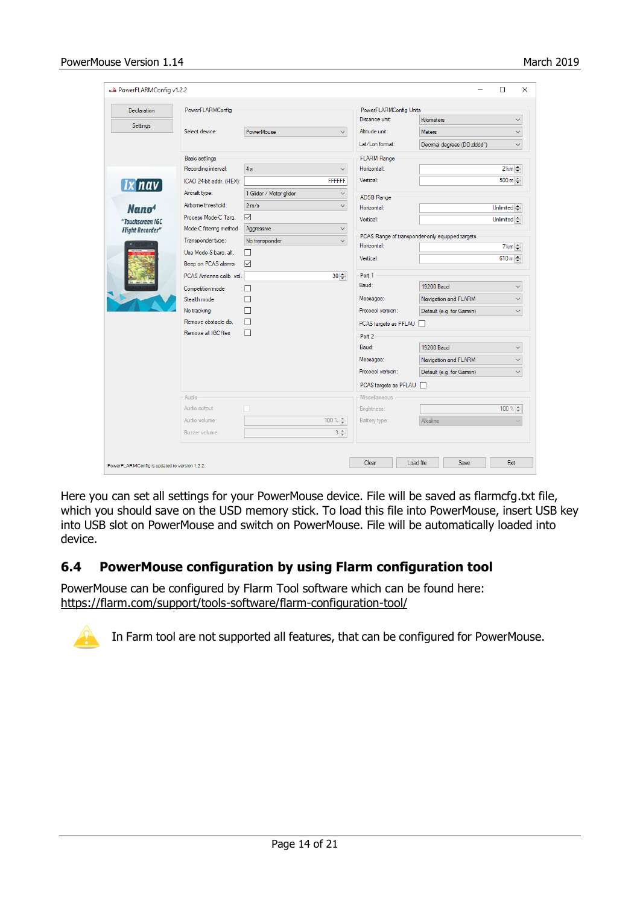Here you can set all settings for your PowerMouse device. File will be saved as flarmcfg.txt file, which you should save on the USD memory stick. To load this file into PowerMouse, insert USB key into USB slot on PowerMouse and switch on PowerMouse. File will be automatically loaded into device.

## 6.4 PowerMouse configuration by using Flarm configuration tool

PowerMouse can be configured by Flarm Tool software which can be found here: https://flarm.com/support/tools-software/flarm-configuration-tool/

In Farm tool are not supported all features, that can be configured for PowerMouse.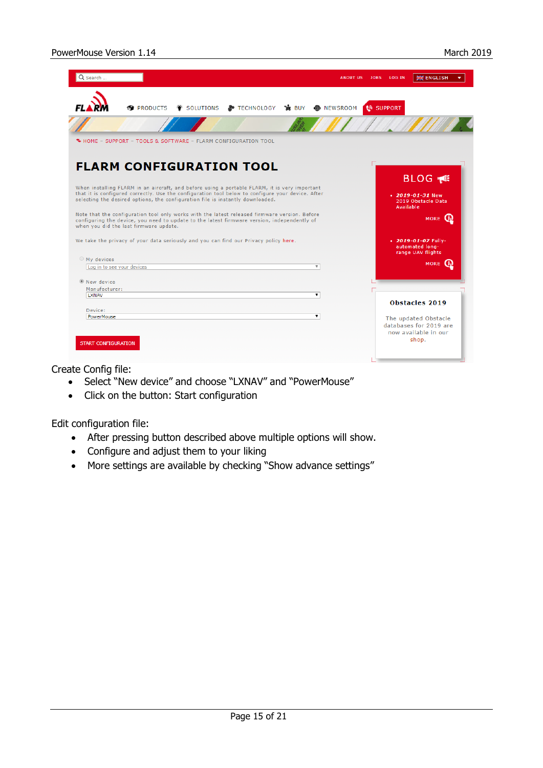Create Config file:

- Select "New device" and choose "LXNAV" and "PowerMouse"
- Click on the button: Start configuration

Edit configuration file:

- After pressing button described above multiple options will show.
- Configure and adjust them to your liking
- More settings are available by checking "Show advance settings"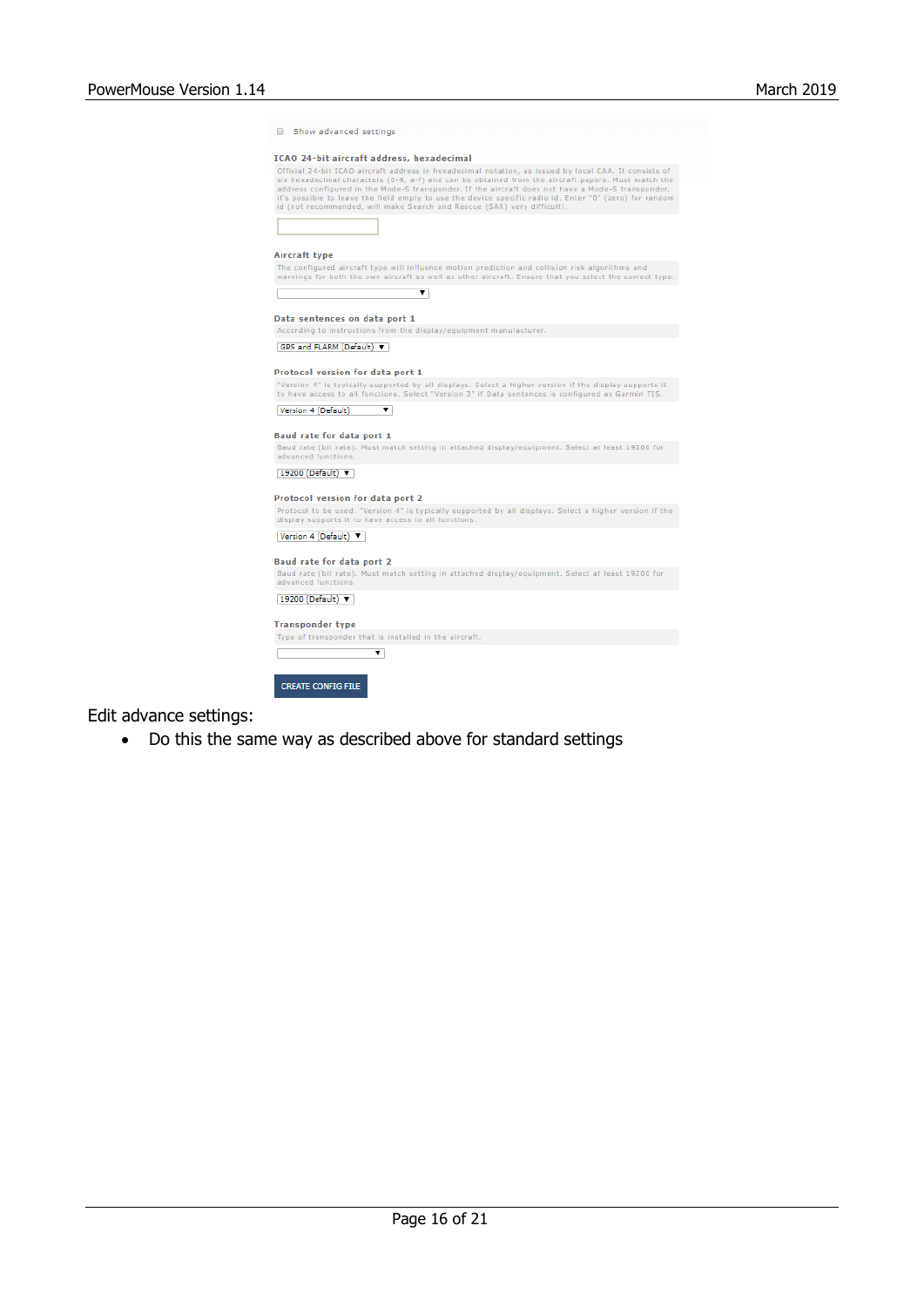Show advanced settings

**ICAO 24-bit aircraft address, hexadecimal**

Official 24-bit ICAO aircraft address in hexadecimal notation, as issued by local CAA. It consists of six hexadecimal characters (0-9, a-f) and can be obtained from the aircraft papers. Must match the address configured in the Mode-S transponder. If the aircraft does not have a Mode-S transponder, it's possible to leave the field empty to use the device specific radio id. Enter "0" (zero) for random id (not recommended, will make Search and Rescue (SAR) very difficult).

**Aircraft type**

The configured aircraft type will influence motion prediction and collision risk algorithms and warnings for both the own aircraft as well as other aircraft. Ensure that you select the correct type.

**Data sentences on data port 1**

According to instructions from the display/equipment manufacturer.

GPS and FLARM (Default)

**Protocol version for data port 1**

"Version 4" is typically supported by all displays. Select a higher version if the display supports it to have access to all functions. Select "Version 3" if Data sentences is configured as Garmin TIS.

Version 4 (Default)

**Baud rate for data port 1**

Baud rate (bit rate). Must match setting in attached display/equipment. Select at least 19200 for advanced functions.

19200 (Default)

**Protocol version for data port 2**

Protocol to be used. "Version 4" is typically supported by all displays. Select a higher version if the display supports it to have access to all functions.

Version 4 (Default)

**Baud rate for data port 2**

Baud rate (bit rate). Must match setting in attached display/equipment. Select at least 19200 for advanced functions.

19200 (Default)

**Transponder type**

Type of transponder that is installed in the aircraft.

CREATE CONFIG FILE

Edit advance settings:

- Do this the same way as described above for standard settings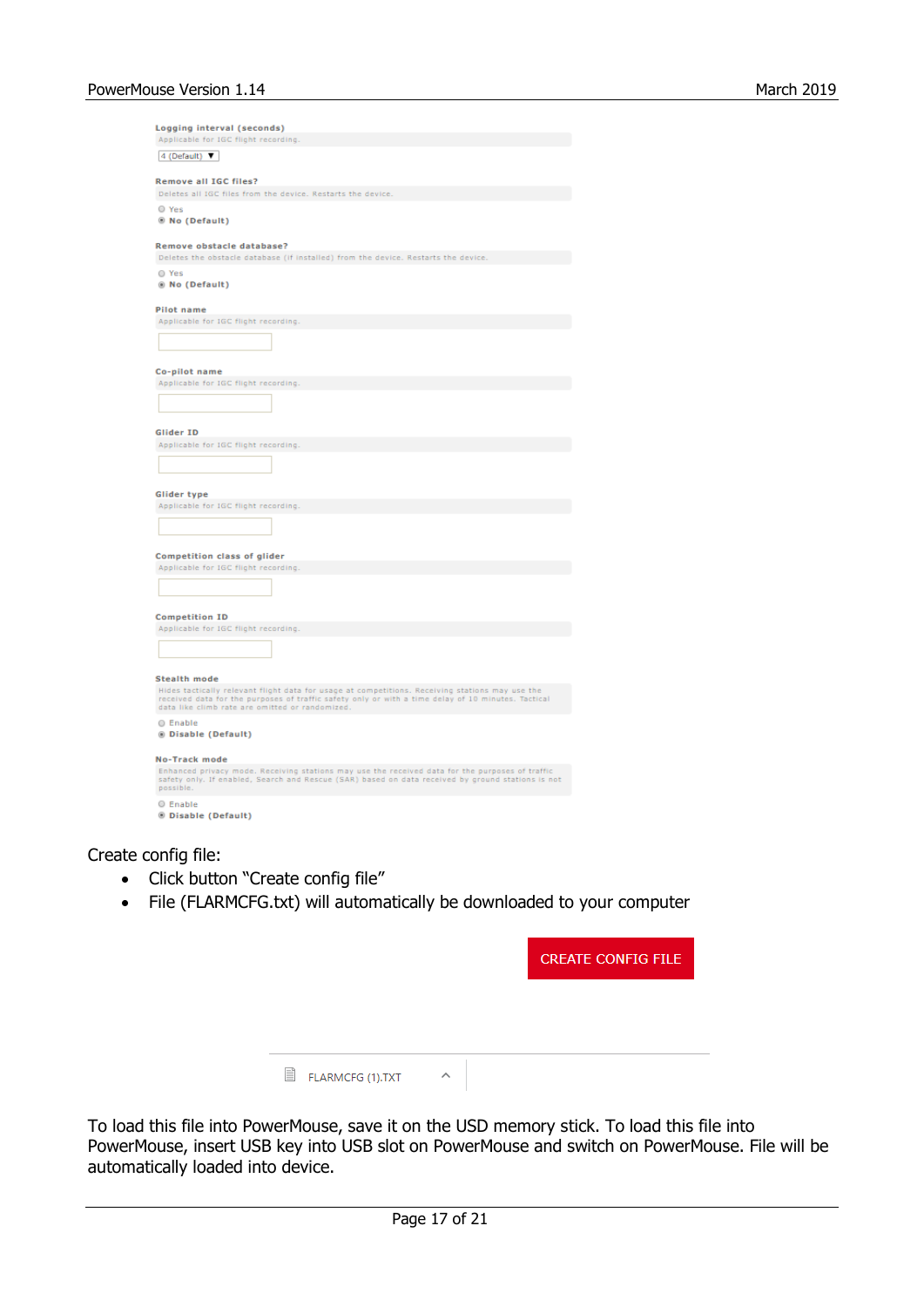**Logging interval (seconds)**

Applicable for IGC flight recording.

4 (Default) ▼

**Remove all IGC files?**

Deletes all IGC files from the device. Restarts the device.

- ○ Yes
- ◉ **No (Default)**

**Remove obstacle database?**

Deletes the obstacle database (if installed) from the device. Restarts the device.

- ○ Yes
- ◉ **No (Default)**

**Pilot name**

Applicable for IGC flight recording.

**Co-pilot name**

Applicable for IGC flight recording.

**Glider ID**

Applicable for IGC flight recording.

**Glider type**

Applicable for IGC flight recording.

**Competition class of glider**

Applicable for IGC flight recording.

**Competition ID**

Applicable for IGC flight recording.

**Stealth mode**

Hides tactically relevant flight data for usage at competitions. Receiving stations may use the received data for the purposes of traffic safety only or with a time delay of 10 minutes. Tactical data like climb rate are omitted or randomized.

- ○ Enable
- ◉ **Disable (Default)**

**No-Track mode**

Enhanced privacy mode. Receiving stations may use the received data for the purposes of traffic safety only. If enabled, Search and Rescue (SAR) based on data received by ground stations is not possible.

- ○ Enable
- ◉ **Disable (Default)**

Create config file:

- Click button "Create config file"
- File (FLARMCFG.txt) will automatically be downloaded to your computer

CREATE CONFIG FILE

FLARMCFG (1).TXT

To load this file into PowerMouse, save it on the USD memory stick. To load this file into PowerMouse, insert USB key into USB slot on PowerMouse and switch on PowerMouse. File will be automatically loaded into device.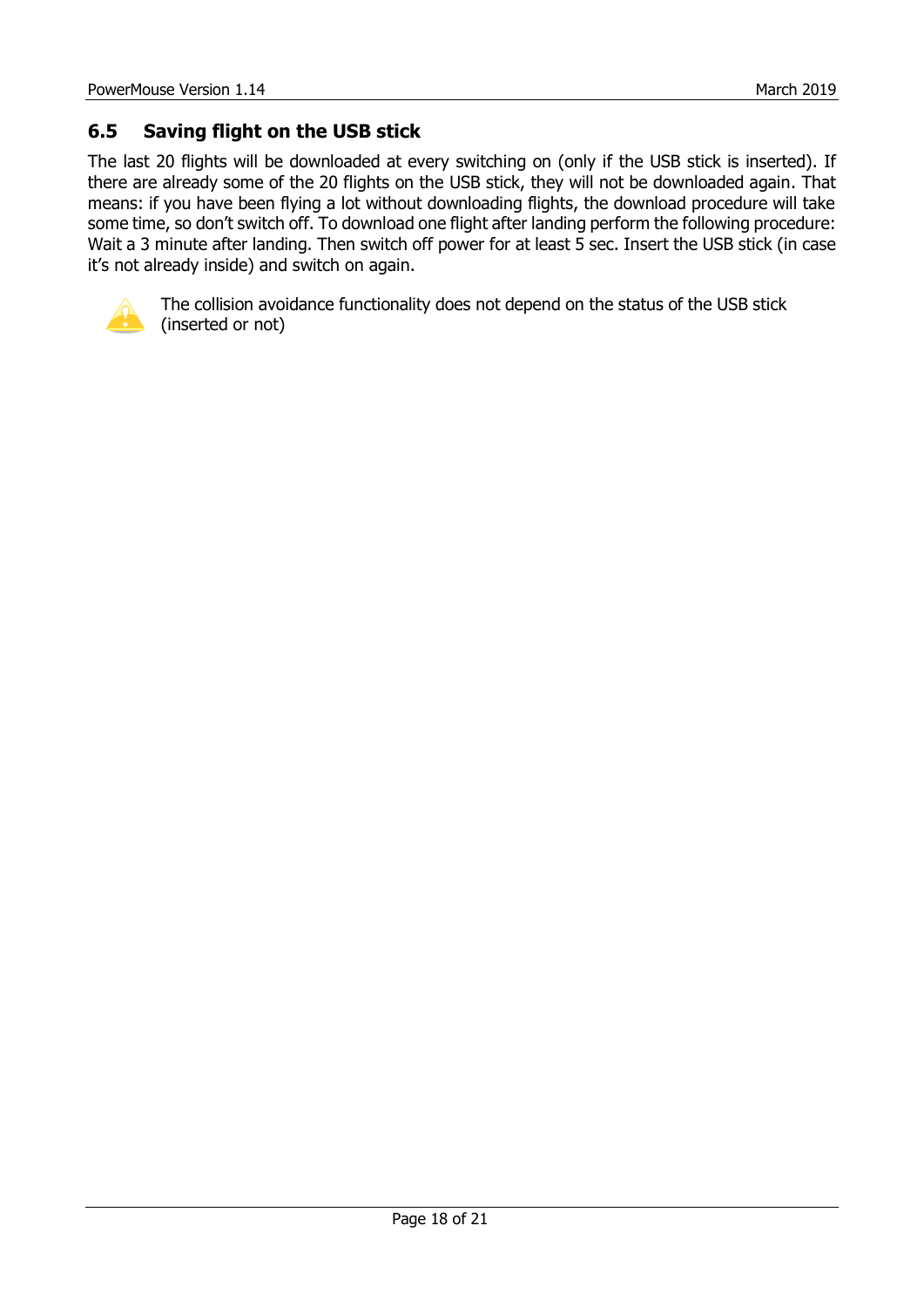## 6.5 Saving flight on the USB stick

The last 20 flights will be downloaded at every switching on (only if the USB stick is inserted). If there are already some of the 20 flights on the USB stick, they will not be downloaded again. That means: if you have been flying a lot without downloading flights, the download procedure will take some time, so don't switch off. To download one flight after landing perform the following procedure: Wait a 3 minute after landing. Then switch off power for at least 5 sec. Insert the USB stick (in case it's not already inside) and switch on again.

The collision avoidance functionality does not depend on the status of the USB stick (inserted or not)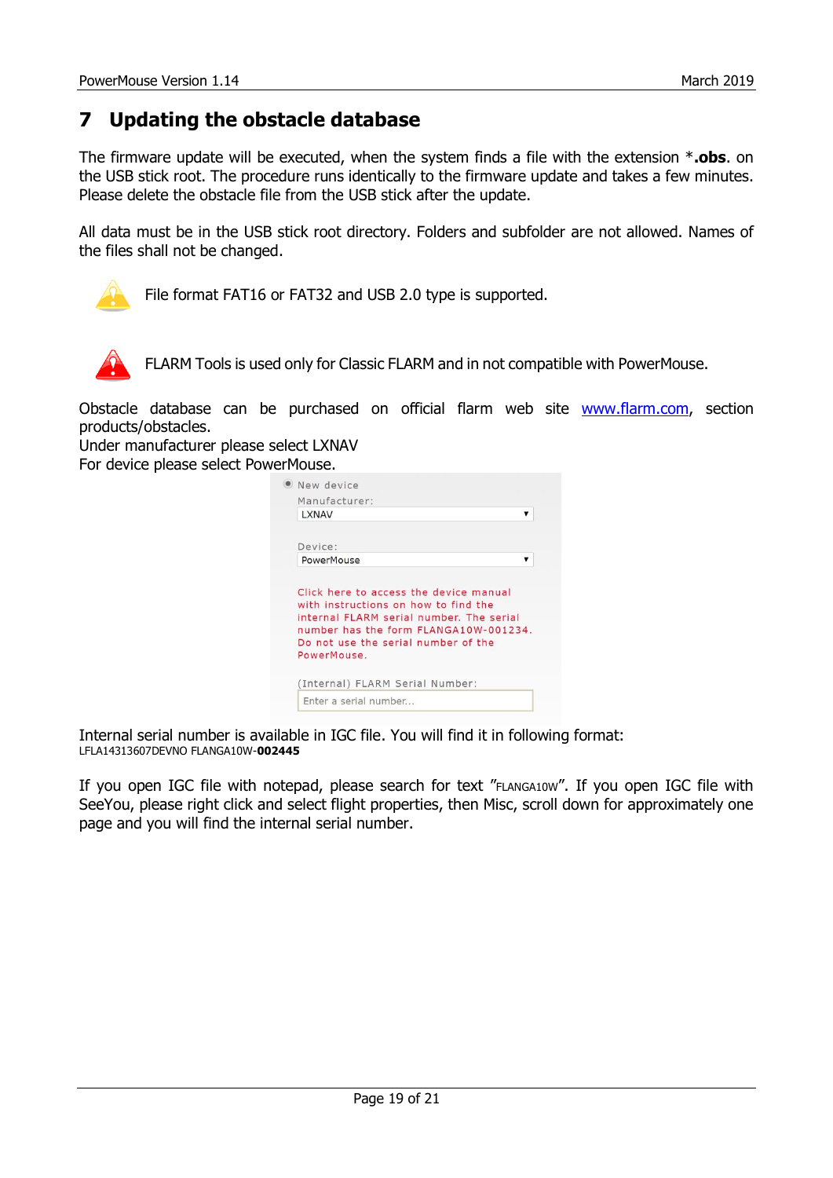# 7 Updating the obstacle database

The firmware update will be executed, when the system finds a file with the extension *.**obs**. on the USB stick root. The procedure runs identically to the firmware update and takes a few minutes. Please delete the obstacle file from the USB stick after the update.

All data must be in the USB stick root directory. Folders and subfolder are not allowed. Names of the files shall not be changed.

File format FAT16 or FAT32 and USB 2.0 type is supported.

FLARM Tools is used only for Classic FLARM and in not compatible with PowerMouse.

Obstacle database can be purchased on official flarm web site www.flarm.com, section products/obstacles.
Under manufacturer please select LXNAV
For device please select PowerMouse.

New device
Manufacturer:
LXNAV

Device:
PowerMouse

Click here to access the device manual with instructions on how to find the internal FLARM serial number. The serial number has the form FLANGA10W-001234. Do not use the serial number of the PowerMouse.

(Internal) FLARM Serial Number:
Enter a serial number...

Internal serial number is available in IGC file. You will find it in following format:
LFLA14313607DEVNO FLANGA10W-**002445**

If you open IGC file with notepad, please search for text "FLANGA10W". If you open IGC file with SeeYou, please right click and select flight properties, then Misc, scroll down for approximately one page and you will find the internal serial number.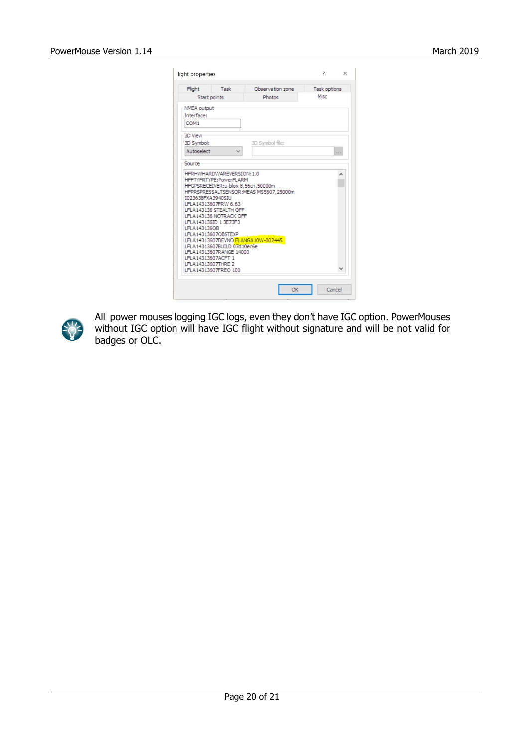All power mouses logging IGC logs, even they don't have IGC option. PowerMouses without IGC option will have IGC flight without signature and will be not valid for badges or OLC.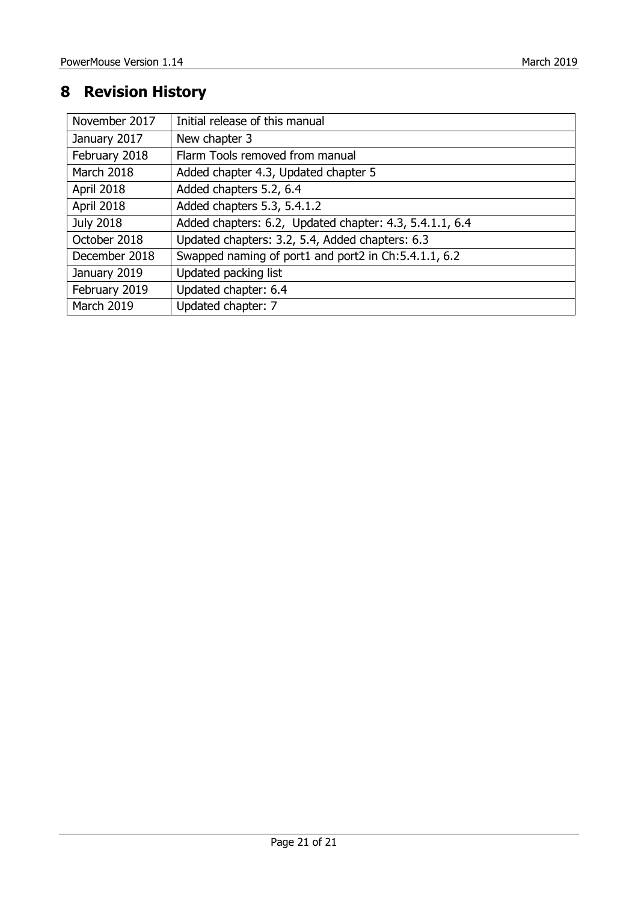# 8 Revision History

| | |
|---|---|
| November 2017 | Initial release of this manual |
| January 2017 | New chapter 3 |
| February 2018 | Flarm Tools removed from manual |
| March 2018 | Added chapter 4.3, Updated chapter 5 |
| April 2018 | Added chapters 5.2, 6.4 |
| April 2018 | Added chapters 5.3, 5.4.1.2 |
| July 2018 | Added chapters: 6.2, Updated chapter: 4.3, 5.4.1.1, 6.4 |
| October 2018 | Updated chapters: 3.2, 5.4, Added chapters: 6.3 |
| December 2018 | Swapped naming of port1 and port2 in Ch:5.4.1.1, 6.2 |
| January 2019 | Updated packing list |
| February 2019 | Updated chapter: 6.4 |
| March 2019 | Updated chapter: 7 |